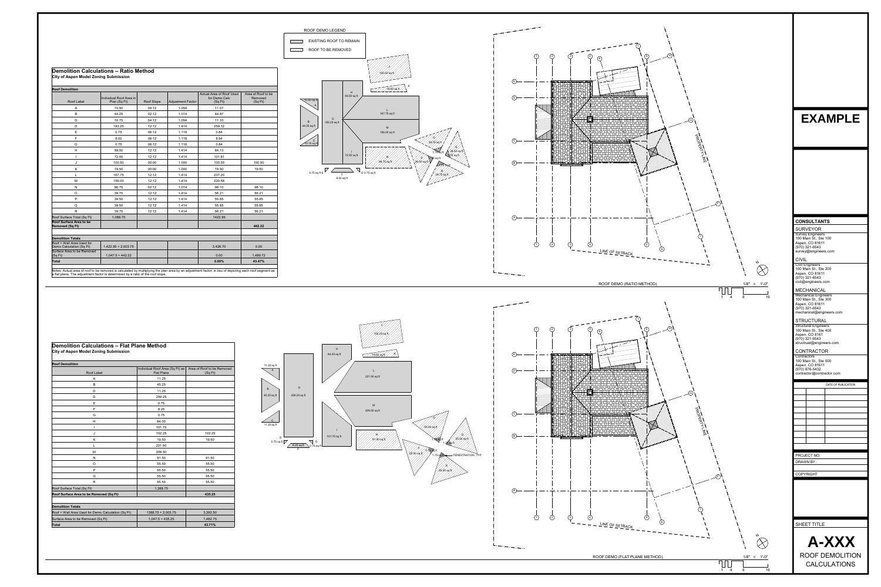## Demolition Calculations – Ratio Method

**City of Aspen Model Zoning Submission**

| Roof Demolition | | | | | |
|---|---|---|---|---|---|
| Roof Label | Individual Roof Area in Plan (Sq Ft) | Roof Slope | Adjustment Factor | Actual Area of Roof Used for Demo Calc (Sq Ft) | Area of Roof to be Removed (Sq Ft) |
| A | 10.50 | 04:12 | 1.054 | 11.07 | |
| B | 44.25 | 12:12 | 1.014 | 44.87 | |
| D | 10.75 | 04:12 | 1.054 | 11.33 | |
| D | 183.25 | 12:12 | 1.414 | 259.12 | |
| E | 0.75 | 06:12 | 1.118 | 0.84 | |
| F | 8.00 | 06:12 | 1.118 | 8.94 | |
| G | 0.75 | 06:12 | 1.118 | 0.84 | |
| H | 59.50 | 12:12 | 1.414 | 84.13 | |
| I | 72.00 | 12:12 | 1.414 | 101.81 | |
| J | 100.50 | 00:00 | 1.000 | 100.50 | 100.50 |
| K | 19.50 | 00:00 | 1.000 | 19.50 | 19.50 |
| L | 167.75 | 12:12 | 1.414 | 237.20 | |
| M | 156.00 | 12:12 | 1.414 | 220.58 | |
| N | 96.75 | 02:12 | 1.014 | 98.10 | 98.10 |
| O | 39.75 | 12:12 | 1.414 | 56.21 | 56.21 |
| P | 39.50 | 12:12 | 1.414 | 55.85 | 55.85 |
| Q | 39.50 | 12:12 | 1.414 | 55.85 | 55.85 |
| R | 39.75 | 12:12 | 1.414 | 56.21 | 56.21 |
| Roof Surface Total (Sq Ft) | 1,088.75 | | | 1422.95 | |
| **Roof Surface Area to be Removed (Sq Ft)** | | | | | **442.22** |

| Demolition Totals | | | | | |
|---|---|---|---|---|---|
| Roof + Wall Area Used for Demo Calculation (Sq Ft) | 1,422.95 + 2,003.75 | | | 3,426.70 | 0.00 |
| Surface Area to be Removed (Sq Ft) | 1,047.5 + 442.22 | | | 0.00 | 1,489.72 |
| **Total** | | | | **0.00%** | **43.47%** |

Notes: Actual area of roof to be removed is calculated by multiplying the plan area by an adjustment factor, in lieu of depicting each roof segment as a flat plane. The adjustment factor is determined by a ratio of the roof slope.

ROOF DEMO LEGEND

- EXISTING ROOF TO REMAIN
- ROOF TO BE REMOVED

ROOF DEMO (RATIO METHOD) 1/8" = 1'-0"

## Demolition Calculations – Flat Plane Method

**City of Aspen Model Zoning Submission**

| Roof Demolition | | |
|---|---|---|
| Roof Label | Individual Roof Area (Sq Ft) as Flat Plane | Area of Roof to be Removed (Sq Ft) |
| A | 11.25 | |
| B | 45.25 | |
| D | 11.25 | |
| D | 259.25 | |
| E | 0.75 | |
| F | 8.25 | |
| G | 0.75 | |
| H | 84.00 | |
| I | 101.75 | |
| J | 102.25 | 102.25 |
| K | 19.50 | 19.50 |
| L | 221.50 | |
| M | 209.50 | |
| N | 91.50 | 91.50 |
| O | 55.50 | 55.50 |
| P | 55.50 | 55.50 |
| Q | 55.50 | 55.50 |
| R | 55.50 | 55.50 |
| Roof Surface Total (Sq Ft) | 1,388.75 | |
| **Roof Surface Area to be Removed (Sq Ft)** | | **435.25** |

| Demolition Totals | | |
|---|---|---|
| Roof + Wall Area Used for Demo Calculation (Sq Ft) | 1388.75 + 2,003.75 | 3,392.50 |
| Surface Area to be Removed (Sq Ft) | 1,047.5 + 435.25 | 1,482.75 |
| **Total** | | **43.71%** |

ROOF DEMO (FLAT PLANE METHOD) 1/8" = 1'-0"

# EXAMPLE

### CONSULTANTS

**SURVEYOR**
Survey Engineers
100 Main St., Ste 100
Aspen, CO 81611
(970) 321-6543
survey@engineers.com

**CIVIL**
Civil Engineers
100 Main St., Ste 200
Aspen, CO 81611
(970) 321-6543
civil@engineers.com

**MECHANICAL**
Mechanical Engineers
100 Main St., Ste 300
Aspen, CO 81611
(970) 321-6543
mechanical@engineers.com

**STRUCTURAL**
Structural Engineers
100 Main St., Ste 400
Aspen, CO 8161
(970) 321-6543
structrual@engineers.com

**CONTRACTOR**
Contractors
100 Main St., Ste 500
Aspen, CO 81611
(970) 876-5432
contractor@contractor.com

DATE OF PUBLICATION

PROJECT NO:
DRAWN BY:
COPYRIGHT

SHEET TITLE

# A-XXX

ROOF DEMOLITION CALCULATIONS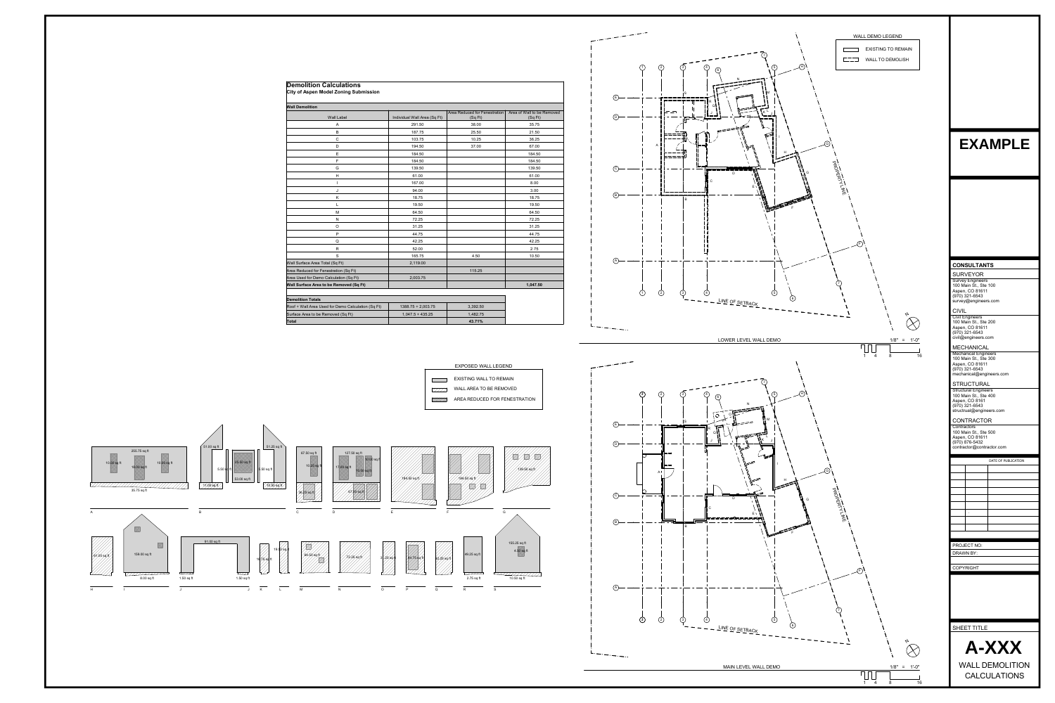## Demolition Calculations

**City of Aspen Model Zoning Submission**

**Wall Demolition**

| Wall Label | Individual Wall Area (Sq Ft) | Area Reduced for Fenestration (Sq Ft) | Area of Wall to be Removed (Sq Ft) |
|---|---|---|---|
| A | 291.50 | 38.00 | 35.75 |
| B | 187.75 | 25.50 | 21.50 |
| C | 103.75 | 10.25 | 36.25 |
| D | 194.50 | 37.00 | 67.00 |
| E | 184.50 | | 184.50 |
| F | 184.50 | | 184.50 |
| G | 139.50 | | 139.50 |
| H | 61.00 | | 61.00 |
| I | 167.00 | | 8.00 |
| J | 94.00 | | 3.00 |
| K | 18.75 | | 18.75 |
| L | 19.50 | | 19.50 |
| M | 64.50 | | 64.50 |
| N | 72.25 | | 72.25 |
| O | 31.25 | | 31.25 |
| P | 44.75 | | 44.75 |
| Q | 42.25 | | 42.25 |
| R | 52.00 | | 2.75 |
| S | 165.75 | 4.50 | 10.50 |
| Wall Surface Area Total (Sq Ft) | 2,119.00 | | |
| Area Reduced for Fenestration (Sq Ft) | | 115.25 | |
| Area Used for Demo Calculation (Sq Ft) | 2,003.75 | | |
| **Wall Surface Area to be Removed (Sq Ft)** | | | **1,047.50** |

**Demolition Totals**

| | | |
|---|---|---|
| Roof + Wall Area Used for Demo Calculation (Sq Ft) | 1388.75 + 2,003.75 | 3,392.50 |
| Surface Area to be Removed (Sq Ft) | 1,047.5 + 435.25 | 1,482.75 |
| **Total** | | **43.71%** |

EXPOSED WALL LEGEND

- EXISTING WALL TO REMAIN
- WALL AREA TO BE REMOVED
- AREA REDUCED FOR FENESTRATION

A: 255.75 sq ft, 10.00 sq ft, 18.00 sq ft, 10.00 sq ft, 35.75 sq ft

B: 51.00 sq ft, 5.50 sq ft, 25.50 sq ft, 5.50 sq ft, 51.25 sq ft, 53.00 sq ft, 11.00 sq ft, 10.50 sq ft

C: 67.50 sq ft, 10.25 sq ft, 36.25 sq ft

D: 127.50 sq ft, 17.00 sq ft, 10.00 sq ft, 10.00 sq ft, 67.00 sq ft

E: 184.50 sq ft

F: 184.50 sq ft

G: 139.50 sq ft

H: 61.00 sq ft

I: 159.00 sq ft, 8.00 sq ft

J: 91.00 sq ft, 1.50 sq ft, 1.50 sq ft

K: 18.75 sq ft

L: 19.50 sq ft

M: 64.50 sq ft

N: 72.25 sq ft

O: 31.25 sq ft

P: 44.75 sq ft

Q: 42.25 sq ft

R: 49.25 sq ft, 2.75 sq ft

S: 155.25 sq ft, 4.50 sq ft, 10.50 sq ft

WALL DEMO LEGEND

- EXISTING TO REMAIN
- WALL TO DEMOLISH

PROPERTY LINE

LINE OF SETBACK

LOWER LEVEL WALL DEMO

1/8" = 1'-0"

MAIN LEVEL WALL DEMO

1/8" = 1'-0"

# EXAMPLE

### CONSULTANTS

**SURVEYOR**
Survey Engineers
100 Main St., Ste 100
Aspen, CO 81611
(970) 321-6543
survey@engineers.com

**CIVIL**
Civil Engineers
100 Main St., Ste 200
Aspen, CO 81611
(970) 321-6543
civil@engineers.com

**MECHANICAL**
Mechanical Engineers
100 Main St., Ste 300
Aspen, CO 81611
(970) 321-6543
mechanical@engineers.com

**STRUCTURAL**
Structural Engineers
100 Main St., Ste 400
Aspen, CO 8161
(970) 321-6543
structrual@engineers.com

**CONTRACTOR**
Contractors
100 Main St., Ste 500
Aspen, CO 81611
(970) 876-5432
contractor@contractor.com

DATE OF PUBLICATION

PROJECT NO:

DRAWN BY:

COPYRIGHT

SHEET TITLE

# A-XXX

WALL DEMOLITION CALCULATIONS